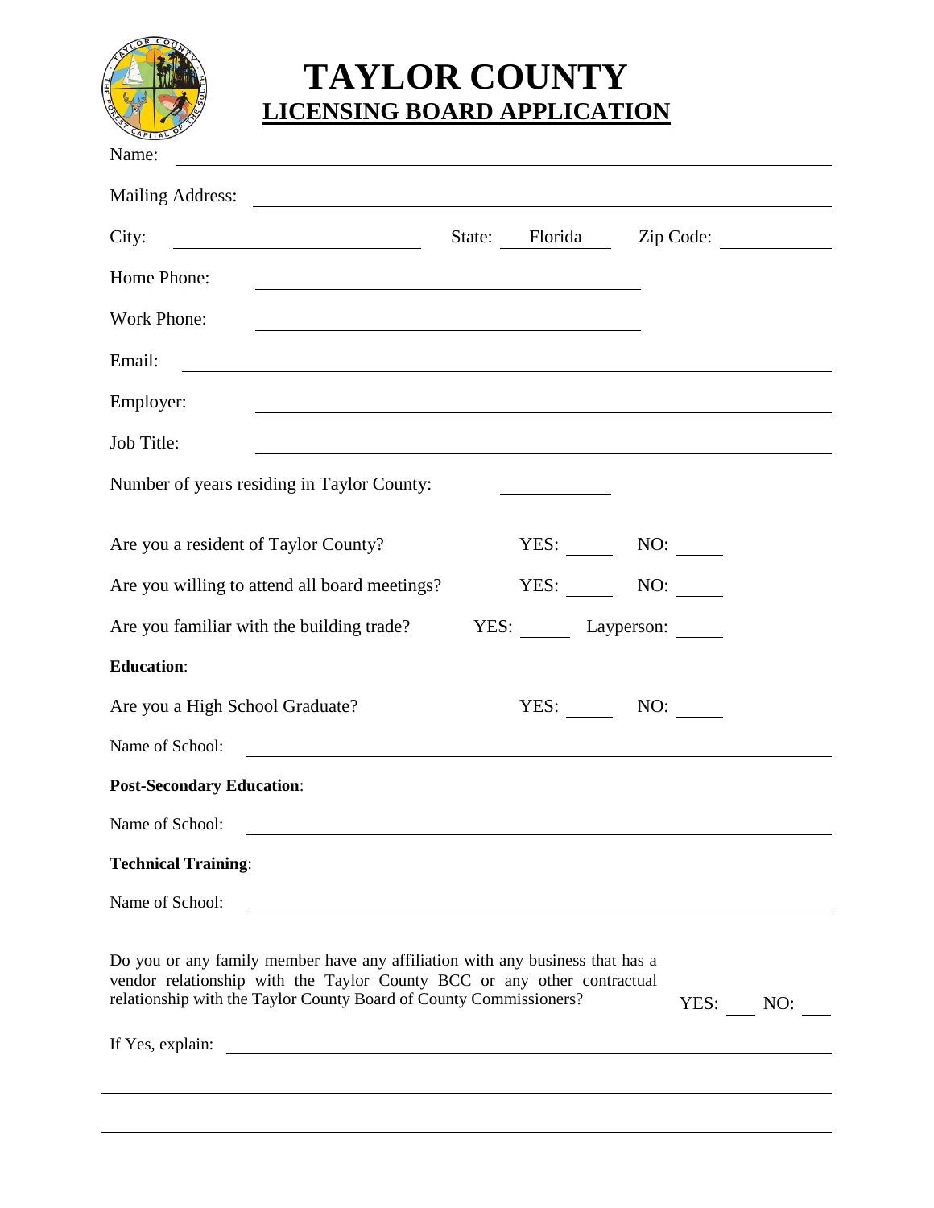# TAYLOR COUNTY

## LICENSING BOARD APPLICATION

Name: ______________________________________________________________

Mailing Address: ______________________________________________________

City: ________________________ State: Florida Zip Code: ____________

Home Phone: ________________________________

Work Phone: ________________________________

Email: ______________________________________________________________

Employer: ___________________________________________________________

Job Title: ___________________________________________________________

Number of years residing in Taylor County: ____________

Are you a resident of Taylor County? YES: _____ NO: _____

Are you willing to attend all board meetings? YES: _____ NO: _____

Are you familiar with the building trade? YES: _____ Layperson: _____

**Education**:

Are you a High School Graduate? YES: _____ NO: _____

Name of School: ______________________________________________________

**Post-Secondary Education**:

Name of School: ______________________________________________________

**Technical Training**:

Name of School: ______________________________________________________

Do you or any family member have any affiliation with any business that has a vendor relationship with the Taylor County BCC or any other contractual relationship with the Taylor County Board of County Commissioners? YES: ___ NO: ___

If Yes, explain: ______________________________________________________

______________________________________________________________________

______________________________________________________________________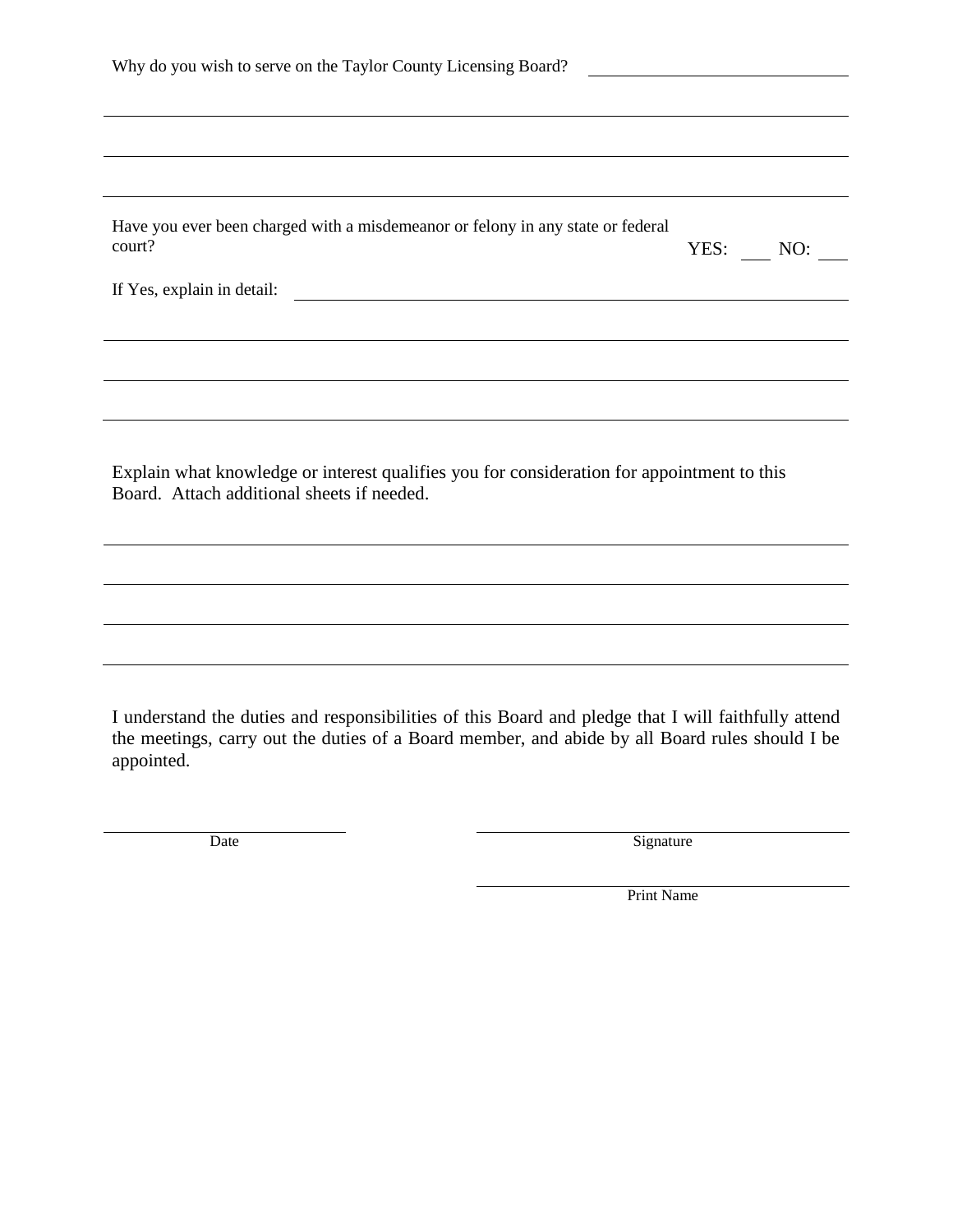Why do you wish to serve on the Taylor County Licensing Board? ______________________

_____________________________________________________________________________

_____________________________________________________________________________

_____________________________________________________________________________

Have you ever been charged with a misdemeanor or felony in any state or federal court? YES: ___ NO: ___

If Yes, explain in detail: ____________________________________________________

_____________________________________________________________________________

_____________________________________________________________________________

_____________________________________________________________________________

Explain what knowledge or interest qualifies you for consideration for appointment to this Board. Attach additional sheets if needed.

_____________________________________________________________________________

_____________________________________________________________________________

_____________________________________________________________________________

_____________________________________________________________________________

I understand the duties and responsibilities of this Board and pledge that I will faithfully attend the meetings, carry out the duties of a Board member, and abide by all Board rules should I be appointed.

______________________ ______________________________
Date Signature

______________________________
Print Name